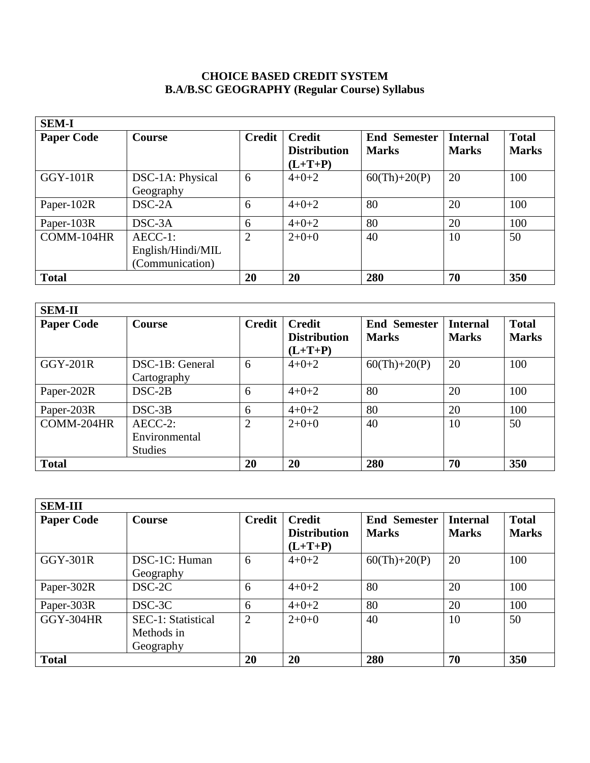# CHOICE BASED CREDIT SYSTEM

## B.A/B.SC GEOGRAPHY (Regular Course) Syllabus

| SEM-I | | | | | | |
|---|---|---|---|---|---|---|
| **Paper Code** | **Course** | **Credit** | **Credit Distribution (L+T+P)** | **End Semester Marks** | **Internal Marks** | **Total Marks** |
| GGY-101R | DSC-1A: Physical Geography | 6 | 4+0+2 | 60(Th)+20(P) | 20 | 100 |
| Paper-102R | DSC-2A | 6 | 4+0+2 | 80 | 20 | 100 |
| Paper-103R | DSC-3A | 6 | 4+0+2 | 80 | 20 | 100 |
| COMM-104HR | AECC-1: English/Hindi/MIL (Communication) | 2 | 2+0+0 | 40 | 10 | 50 |
| **Total** | | **20** | **20** | **280** | **70** | **350** |

| SEM-II | | | | | | |
|---|---|---|---|---|---|---|
| **Paper Code** | **Course** | **Credit** | **Credit Distribution (L+T+P)** | **End Semester Marks** | **Internal Marks** | **Total Marks** |
| GGY-201R | DSC-1B: General Cartography | 6 | 4+0+2 | 60(Th)+20(P) | 20 | 100 |
| Paper-202R | DSC-2B | 6 | 4+0+2 | 80 | 20 | 100 |
| Paper-203R | DSC-3B | 6 | 4+0+2 | 80 | 20 | 100 |
| COMM-204HR | AECC-2: Environmental Studies | 2 | 2+0+0 | 40 | 10 | 50 |
| **Total** | | **20** | **20** | **280** | **70** | **350** |

| SEM-III | | | | | | |
|---|---|---|---|---|---|---|
| **Paper Code** | **Course** | **Credit** | **Credit Distribution (L+T+P)** | **End Semester Marks** | **Internal Marks** | **Total Marks** |
| GGY-301R | DSC-1C: Human Geography | 6 | 4+0+2 | 60(Th)+20(P) | 20 | 100 |
| Paper-302R | DSC-2C | 6 | 4+0+2 | 80 | 20 | 100 |
| Paper-303R | DSC-3C | 6 | 4+0+2 | 80 | 20 | 100 |
| GGY-304HR | SEC-1: Statistical Methods in Geography | 2 | 2+0+0 | 40 | 10 | 50 |
| **Total** | | **20** | **20** | **280** | **70** | **350** |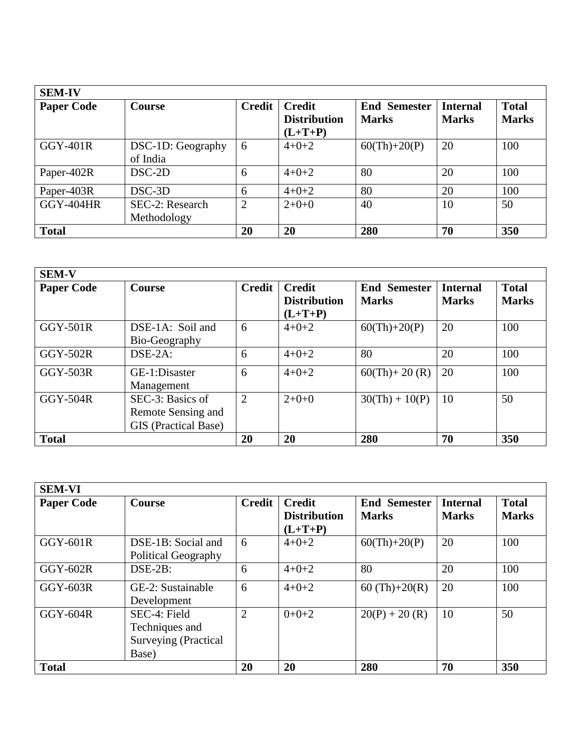| SEM-IV | | | | | | |
|---|---|---|---|---|---|---|
| **Paper Code** | **Course** | **Credit** | **Credit Distribution (L+T+P)** | **End Semester Marks** | **Internal Marks** | **Total Marks** |
| GGY-401R | DSC-1D: Geography of India | 6 | 4+0+2 | 60(Th)+20(P) | 20 | 100 |
| Paper-402R | DSC-2D | 6 | 4+0+2 | 80 | 20 | 100 |
| Paper-403R | DSC-3D | 6 | 4+0+2 | 80 | 20 | 100 |
| GGY-404HR | SEC-2: Research Methodology | 2 | 2+0+0 | 40 | 10 | 50 |
| **Total** | | **20** | **20** | **280** | **70** | **350** |

| SEM-V | | | | | | |
|---|---|---|---|---|---|---|
| **Paper Code** | **Course** | **Credit** | **Credit Distribution (L+T+P)** | **End Semester Marks** | **Internal Marks** | **Total Marks** |
| GGY-501R | DSE-1A: Soil and Bio-Geography | 6 | 4+0+2 | 60(Th)+20(P) | 20 | 100 |
| GGY-502R | DSE-2A: | 6 | 4+0+2 | 80 | 20 | 100 |
| GGY-503R | GE-1:Disaster Management | 6 | 4+0+2 | 60(Th)+ 20 (R) | 20 | 100 |
| GGY-504R | SEC-3: Basics of Remote Sensing and GIS (Practical Base) | 2 | 2+0+0 | 30(Th) + 10(P) | 10 | 50 |
| **Total** | | **20** | **20** | **280** | **70** | **350** |

| SEM-VI | | | | | | |
|---|---|---|---|---|---|---|
| **Paper Code** | **Course** | **Credit** | **Credit Distribution (L+T+P)** | **End Semester Marks** | **Internal Marks** | **Total Marks** |
| GGY-601R | DSE-1B: Social and Political Geography | 6 | 4+0+2 | 60(Th)+20(P) | 20 | 100 |
| GGY-602R | DSE-2B: | 6 | 4+0+2 | 80 | 20 | 100 |
| GGY-603R | GE-2: Sustainable Development | 6 | 4+0+2 | 60 (Th)+20(R) | 20 | 100 |
| GGY-604R | SEC-4: Field Techniques and Surveying (Practical Base) | 2 | 0+0+2 | 20(P) + 20 (R) | 10 | 50 |
| **Total** | | **20** | **20** | **280** | **70** | **350** |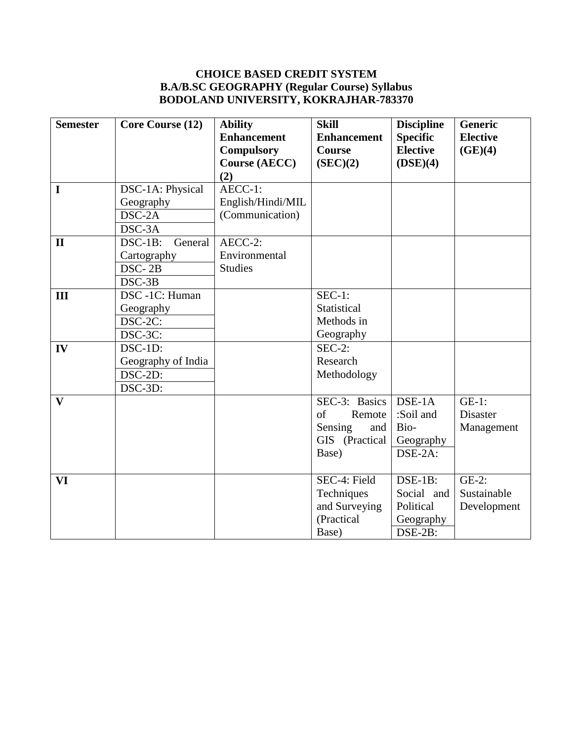**CHOICE BASED CREDIT SYSTEM**
**B.A/B.SC GEOGRAPHY (Regular Course) Syllabus**
**BODOLAND UNIVERSITY, KOKRAJHAR-783370**

| Semester | Core Course (12) | Ability Enhancement Compulsory Course (AECC) (2) | Skill Enhancement Course (SEC)(2) | Discipline Specific Elective (DSE)(4) | Generic Elective (GE)(4) |
|---|---|---|---|---|---|
| I | DSC-1A: Physical Geography | AECC-1: English/Hindi/MIL (Communication) | | | |
| | DSC-2A | | | | |
| | DSC-3A | | | | |
| II | DSC-1B: General Cartography | AECC-2: Environmental Studies | | | |
| | DSC- 2B | | | | |
| | DSC-3B | | | | |
| III | DSC -1C: Human Geography | | SEC-1: Statistical Methods in Geography | | |
| | DSC-2C: | | | | |
| | DSC-3C: | | | | |
| IV | DSC-1D: Geography of India | | SEC-2: Research Methodology | | |
| | DSC-2D: | | | | |
| | DSC-3D: | | | | |
| V | | | SEC-3: Basics of Remote Sensing and GIS (Practical Base) | DSE-1A :Soil and Bio-Geography | GE-1: Disaster Management |
| | | | | DSE-2A: | |
| VI | | | SEC-4: Field Techniques and Surveying (Practical Base) | DSE-1B: Social and Political Geography | GE-2: Sustainable Development |
| | | | | DSE-2B: | |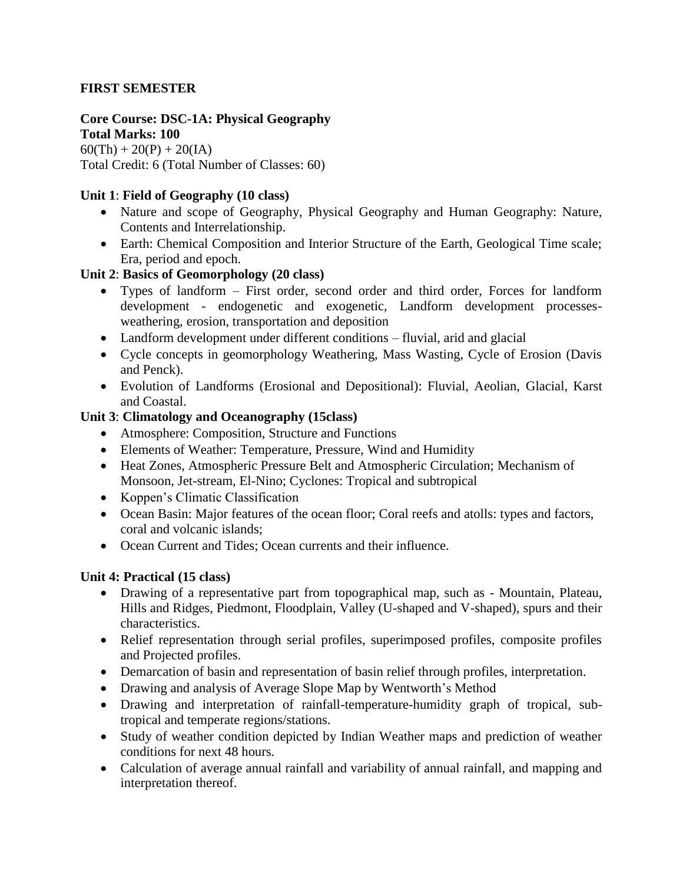**FIRST SEMESTER**

**Core Course: DSC-1A: Physical Geography**
**Total Marks: 100**
60(Th) + 20(P) + 20(IA)
Total Credit: 6 (Total Number of Classes: 60)

**Unit 1**: **Field of Geography (10 class)**

- Nature and scope of Geography, Physical Geography and Human Geography: Nature, Contents and Interrelationship.
- Earth: Chemical Composition and Interior Structure of the Earth, Geological Time scale; Era, period and epoch.

**Unit 2**: **Basics of Geomorphology (20 class)**

- Types of landform – First order, second order and third order, Forces for landform development - endogenetic and exogenetic, Landform development processes-weathering, erosion, transportation and deposition
- Landform development under different conditions – fluvial, arid and glacial
- Cycle concepts in geomorphology Weathering, Mass Wasting, Cycle of Erosion (Davis and Penck).
- Evolution of Landforms (Erosional and Depositional): Fluvial, Aeolian, Glacial, Karst and Coastal.

**Unit 3**: **Climatology and Oceanography (15class)**

- Atmosphere: Composition, Structure and Functions
- Elements of Weather: Temperature, Pressure, Wind and Humidity
- Heat Zones, Atmospheric Pressure Belt and Atmospheric Circulation; Mechanism of Monsoon, Jet-stream, El-Nino; Cyclones: Tropical and subtropical
- Koppen's Climatic Classification
- Ocean Basin: Major features of the ocean floor; Coral reefs and atolls: types and factors, coral and volcanic islands;
- Ocean Current and Tides; Ocean currents and their influence.

**Unit 4: Practical (15 class)**

- Drawing of a representative part from topographical map, such as - Mountain, Plateau, Hills and Ridges, Piedmont, Floodplain, Valley (U-shaped and V-shaped), spurs and their characteristics.
- Relief representation through serial profiles, superimposed profiles, composite profiles and Projected profiles.
- Demarcation of basin and representation of basin relief through profiles, interpretation.
- Drawing and analysis of Average Slope Map by Wentworth's Method
- Drawing and interpretation of rainfall-temperature-humidity graph of tropical, sub-tropical and temperate regions/stations.
- Study of weather condition depicted by Indian Weather maps and prediction of weather conditions for next 48 hours.
- Calculation of average annual rainfall and variability of annual rainfall, and mapping and interpretation thereof.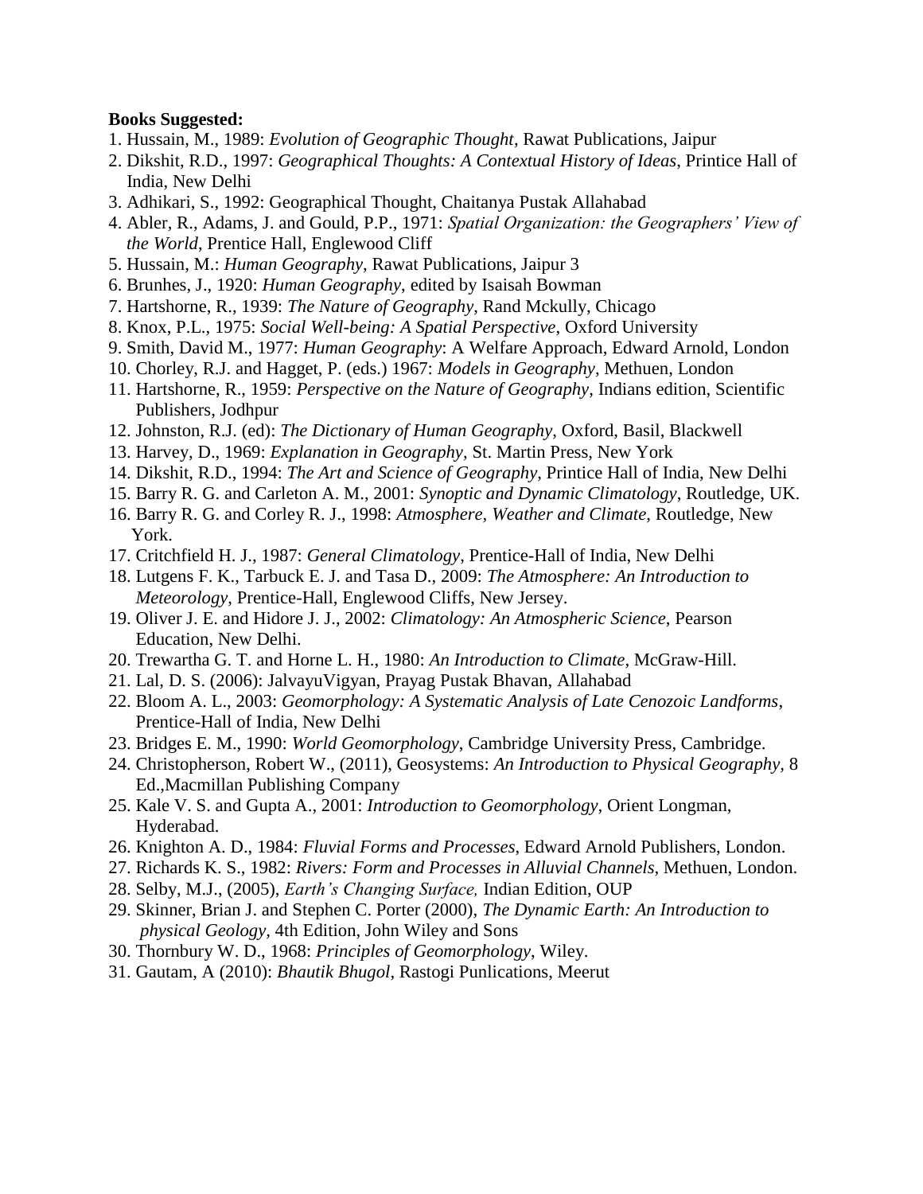**Books Suggested:**

1. Hussain, M., 1989: *Evolution of Geographic Thought*, Rawat Publications, Jaipur
2. Dikshit, R.D., 1997: *Geographical Thoughts: A Contextual History of Ideas*, Printice Hall of India, New Delhi
3. Adhikari, S., 1992: Geographical Thought, Chaitanya Pustak Allahabad
4. Abler, R., Adams, J. and Gould, P.P., 1971: *Spatial Organization: the Geographers' View of the World*, Prentice Hall, Englewood Cliff
5. Hussain, M.: *Human Geography*, Rawat Publications, Jaipur 3
6. Brunhes, J., 1920: *Human Geography*, edited by Isaisah Bowman
7. Hartshorne, R., 1939: *The Nature of Geography*, Rand Mckully, Chicago
8. Knox, P.L., 1975: *Social Well-being: A Spatial Perspective*, Oxford University
9. Smith, David M., 1977: *Human Geography*: A Welfare Approach, Edward Arnold, London
10. Chorley, R.J. and Hagget, P. (eds.) 1967: *Models in Geography*, Methuen, London
11. Hartshorne, R., 1959: *Perspective on the Nature of Geography*, Indians edition, Scientific Publishers, Jodhpur
12. Johnston, R.J. (ed): *The Dictionary of Human Geography*, Oxford, Basil, Blackwell
13. Harvey, D., 1969: *Explanation in Geography*, St. Martin Press, New York
14. Dikshit, R.D., 1994: *The Art and Science of Geography*, Printice Hall of India, New Delhi
15. Barry R. G. and Carleton A. M., 2001: *Synoptic and Dynamic Climatology*, Routledge, UK.
16. Barry R. G. and Corley R. J., 1998: *Atmosphere, Weather and Climate*, Routledge, New York.
17. Critchfield H. J., 1987: *General Climatology*, Prentice-Hall of India, New Delhi
18. Lutgens F. K., Tarbuck E. J. and Tasa D., 2009: *The Atmosphere: An Introduction to Meteorology*, Prentice-Hall, Englewood Cliffs, New Jersey.
19. Oliver J. E. and Hidore J. J., 2002: *Climatology: An Atmospheric Science*, Pearson Education, New Delhi.
20. Trewartha G. T. and Horne L. H., 1980: *An Introduction to Climate*, McGraw-Hill.
21. Lal, D. S. (2006): JalvayuVigyan, Prayag Pustak Bhavan, Allahabad
22. Bloom A. L., 2003: *Geomorphology: A Systematic Analysis of Late Cenozoic Landforms*, Prentice-Hall of India, New Delhi
23. Bridges E. M., 1990: *World Geomorphology*, Cambridge University Press, Cambridge.
24. Christopherson, Robert W., (2011), Geosystems: *An Introduction to Physical Geography,* 8 Ed.,Macmillan Publishing Company
25. Kale V. S. and Gupta A., 2001: *Introduction to Geomorphology*, Orient Longman, Hyderabad.
26. Knighton A. D., 1984: *Fluvial Forms and Processes*, Edward Arnold Publishers, London.
27. Richards K. S., 1982: *Rivers: Form and Processes in Alluvial Channels*, Methuen, London.
28. Selby, M.J., (2005), *Earth's Changing Surface,* Indian Edition, OUP
29. Skinner, Brian J. and Stephen C. Porter (2000), *The Dynamic Earth: An Introduction to physical Geology*, 4th Edition, John Wiley and Sons
30. Thornbury W. D., 1968: *Principles of Geomorphology*, Wiley.
31. Gautam, A (2010): *Bhautik Bhugol*, Rastogi Punlications, Meerut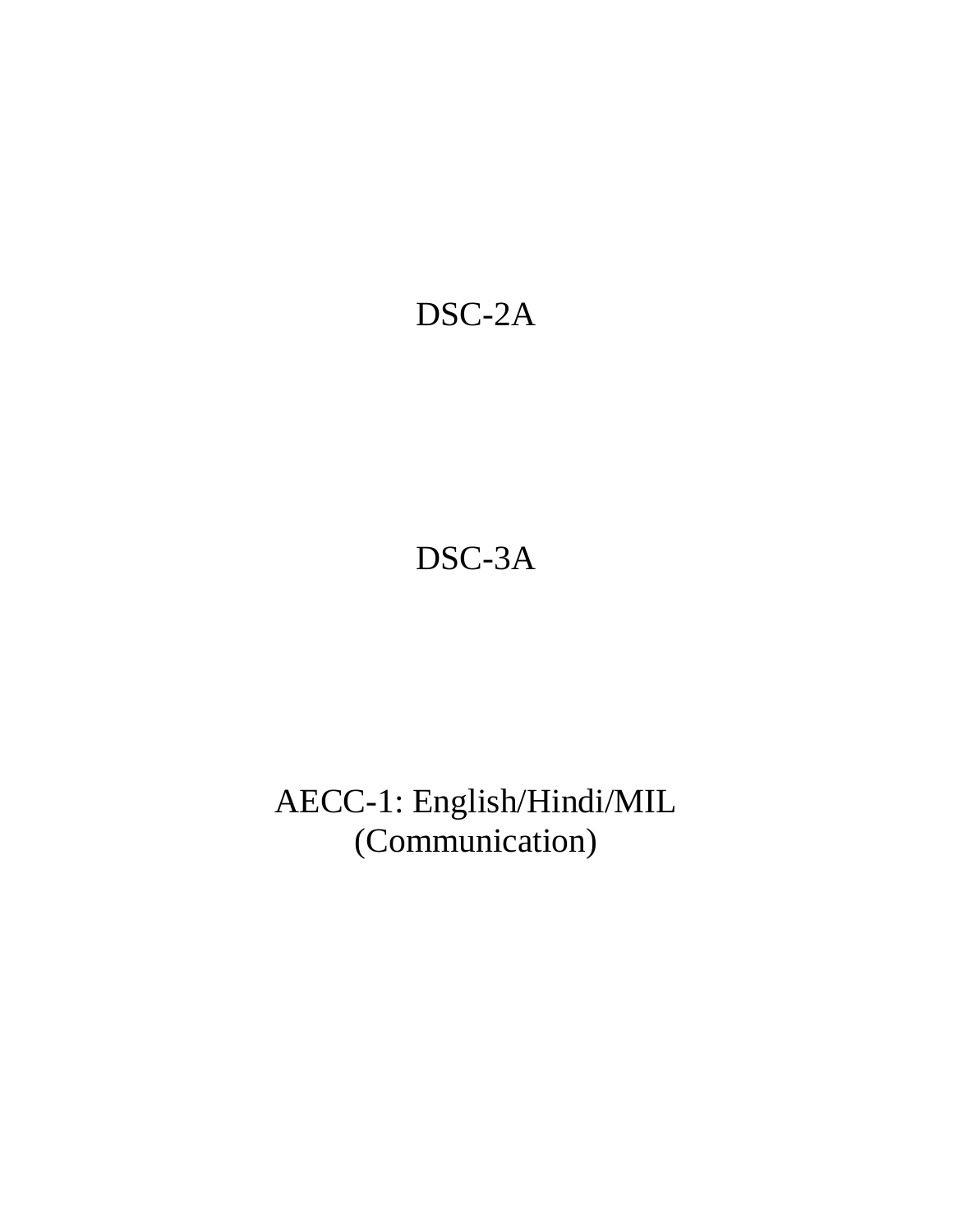DSC-2A

DSC-3A

AECC-1: English/Hindi/MIL (Communication)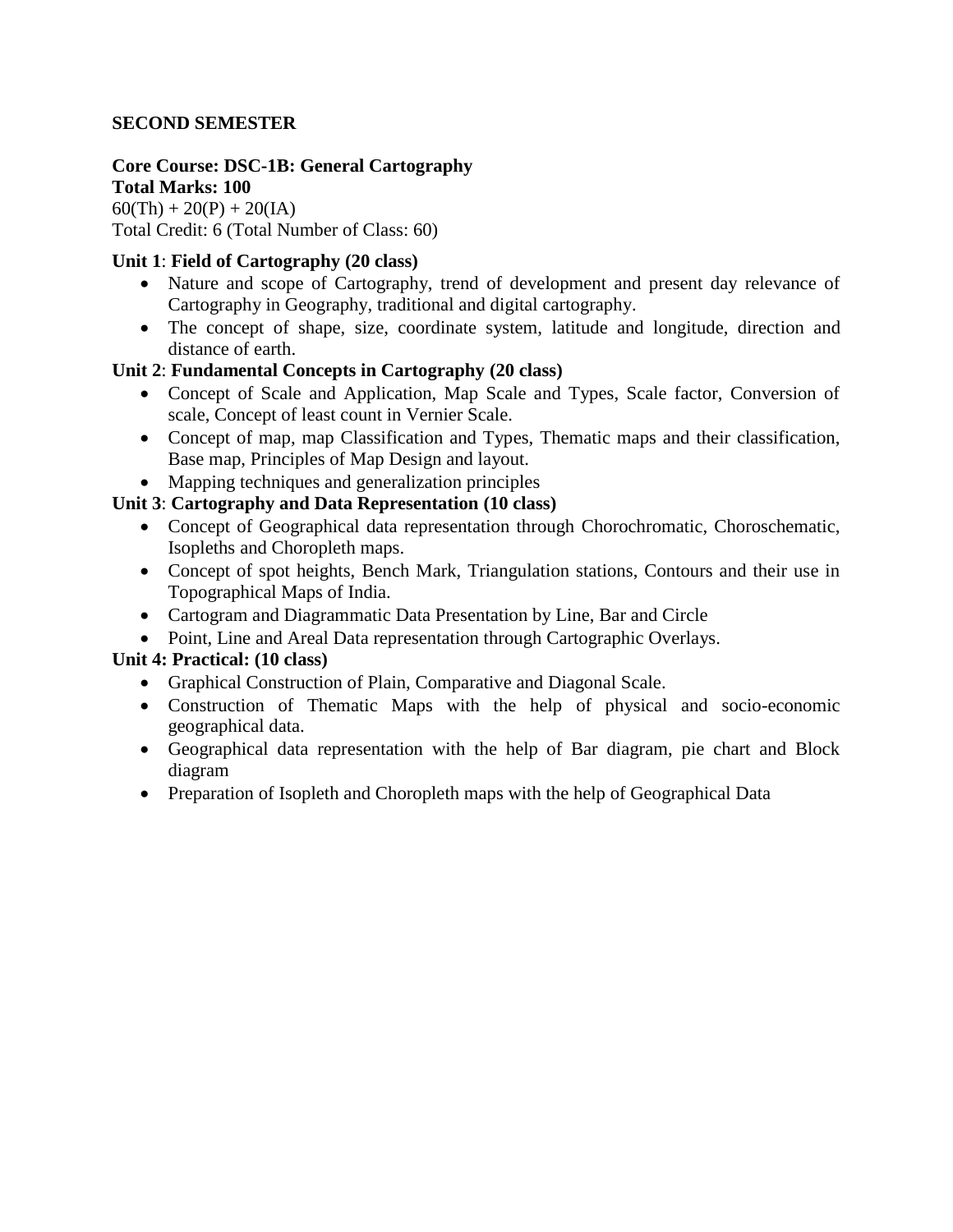**SECOND SEMESTER**

**Core Course: DSC-1B: General Cartography**
**Total Marks: 100**
60(Th) + 20(P) + 20(IA)
Total Credit: 6 (Total Number of Class: 60)

**Unit 1**: **Field of Cartography (20 class)**

- Nature and scope of Cartography, trend of development and present day relevance of Cartography in Geography, traditional and digital cartography.
- The concept of shape, size, coordinate system, latitude and longitude, direction and distance of earth.

**Unit 2**: **Fundamental Concepts in Cartography (20 class)**

- Concept of Scale and Application, Map Scale and Types, Scale factor, Conversion of scale, Concept of least count in Vernier Scale.
- Concept of map, map Classification and Types, Thematic maps and their classification, Base map, Principles of Map Design and layout.
- Mapping techniques and generalization principles

**Unit 3**: **Cartography and Data Representation (10 class)**

- Concept of Geographical data representation through Chorochromatic, Choroschematic, Isopleths and Choropleth maps.
- Concept of spot heights, Bench Mark, Triangulation stations, Contours and their use in Topographical Maps of India.
- Cartogram and Diagrammatic Data Presentation by Line, Bar and Circle
- Point, Line and Areal Data representation through Cartographic Overlays.

**Unit 4: Practical: (10 class)**

- Graphical Construction of Plain, Comparative and Diagonal Scale.
- Construction of Thematic Maps with the help of physical and socio-economic geographical data.
- Geographical data representation with the help of Bar diagram, pie chart and Block diagram
- Preparation of Isopleth and Choropleth maps with the help of Geographical Data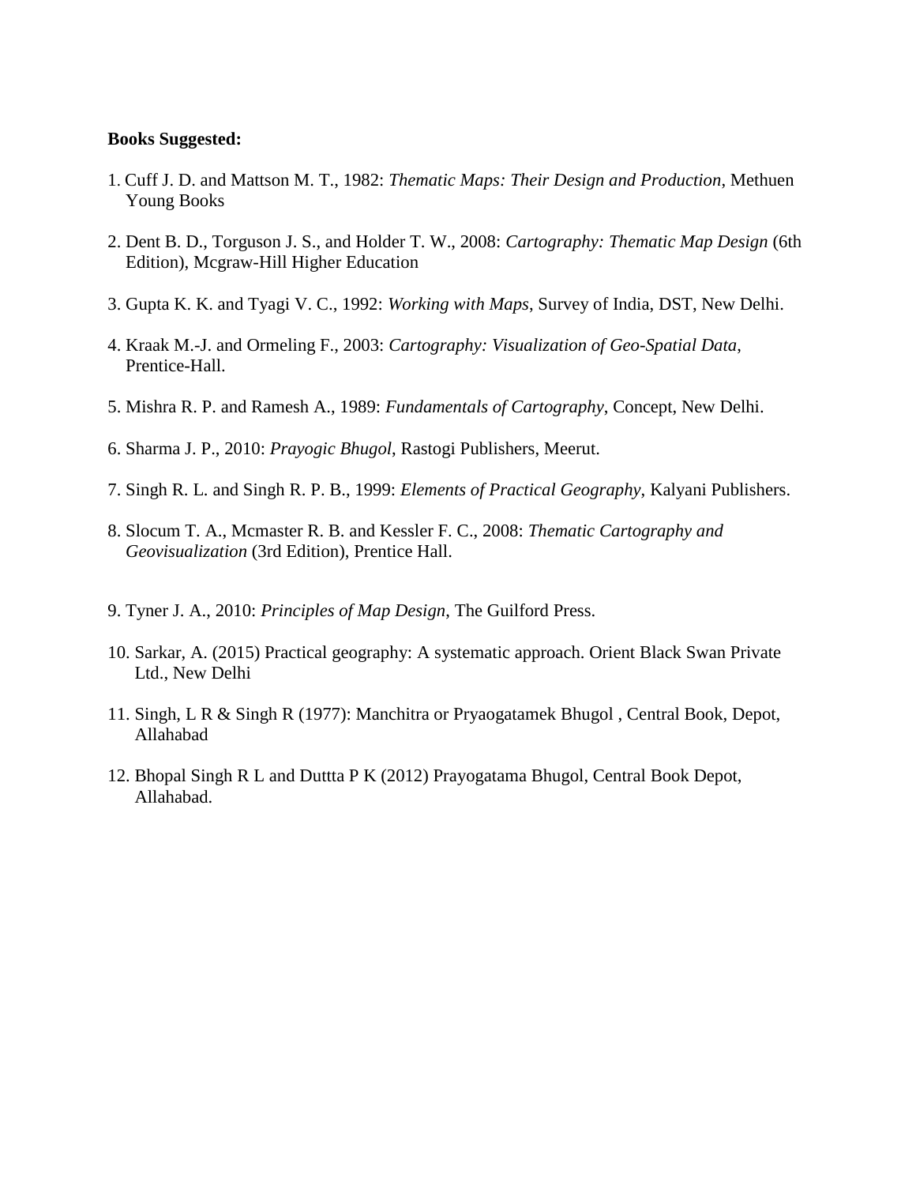**Books Suggested:**

1. Cuff J. D. and Mattson M. T., 1982: *Thematic Maps: Their Design and Production*, Methuen Young Books

2. Dent B. D., Torguson J. S., and Holder T. W., 2008: *Cartography: Thematic Map Design* (6th Edition), Mcgraw-Hill Higher Education

3. Gupta K. K. and Tyagi V. C., 1992: *Working with Maps*, Survey of India, DST, New Delhi.

4. Kraak M.-J. and Ormeling F., 2003: *Cartography: Visualization of Geo-Spatial Data*, Prentice-Hall.

5. Mishra R. P. and Ramesh A., 1989: *Fundamentals of Cartography*, Concept, New Delhi.

6. Sharma J. P., 2010: *Prayogic Bhugol*, Rastogi Publishers, Meerut.

7. Singh R. L. and Singh R. P. B., 1999: *Elements of Practical Geography*, Kalyani Publishers.

8. Slocum T. A., Mcmaster R. B. and Kessler F. C., 2008: *Thematic Cartography and Geovisualization* (3rd Edition), Prentice Hall.

9. Tyner J. A., 2010: *Principles of Map Design*, The Guilford Press.

10. Sarkar, A. (2015) Practical geography: A systematic approach. Orient Black Swan Private Ltd., New Delhi

11. Singh, L R & Singh R (1977): Manchitra or Pryaogatamek Bhugol , Central Book, Depot, Allahabad

12. Bhopal Singh R L and Duttta P K (2012) Prayogatama Bhugol, Central Book Depot, Allahabad.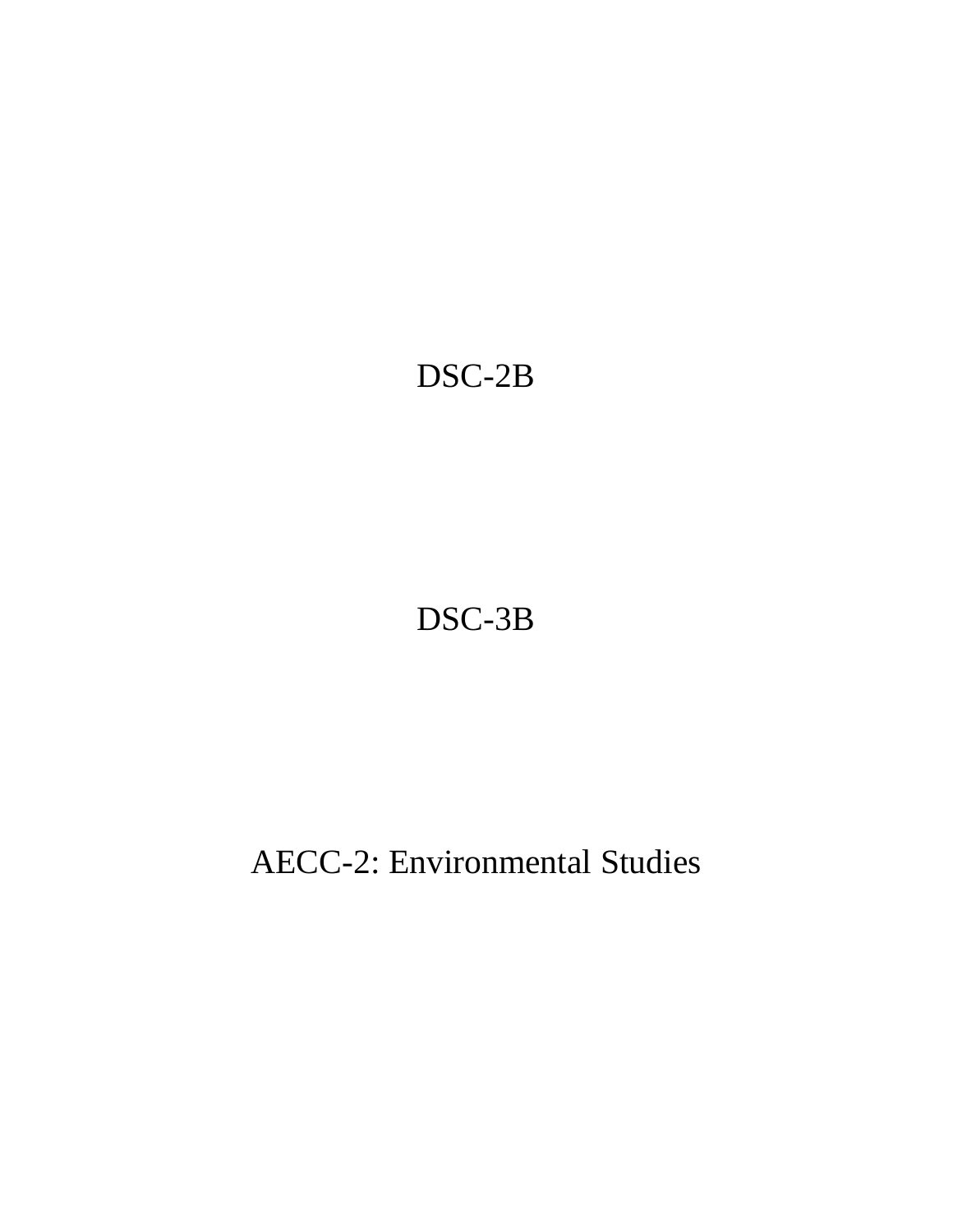DSC-2B

DSC-3B

AECC-2: Environmental Studies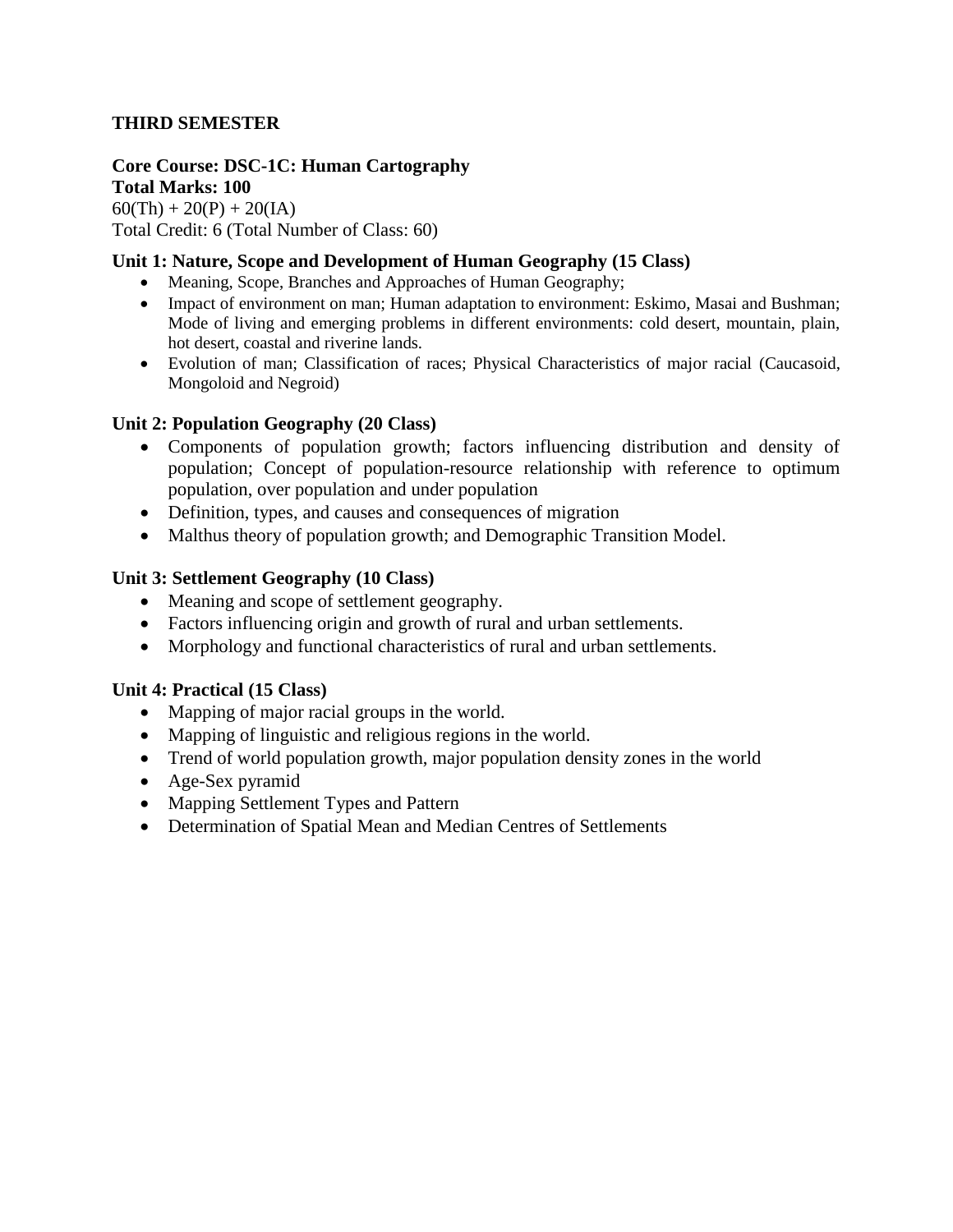**THIRD SEMESTER**

**Core Course: DSC-1C: Human Cartography**
**Total Marks: 100**
60(Th) + 20(P) + 20(IA)
Total Credit: 6 (Total Number of Class: 60)

**Unit 1: Nature, Scope and Development of Human Geography (15 Class)**

- Meaning, Scope, Branches and Approaches of Human Geography;
- Impact of environment on man; Human adaptation to environment: Eskimo, Masai and Bushman; Mode of living and emerging problems in different environments: cold desert, mountain, plain, hot desert, coastal and riverine lands.
- Evolution of man; Classification of races; Physical Characteristics of major racial (Caucasoid, Mongoloid and Negroid)

**Unit 2: Population Geography (20 Class)**

- Components of population growth; factors influencing distribution and density of population; Concept of population-resource relationship with reference to optimum population, over population and under population
- Definition, types, and causes and consequences of migration
- Malthus theory of population growth; and Demographic Transition Model.

**Unit 3: Settlement Geography (10 Class)**

- Meaning and scope of settlement geography.
- Factors influencing origin and growth of rural and urban settlements.
- Morphology and functional characteristics of rural and urban settlements.

**Unit 4: Practical (15 Class)**

- Mapping of major racial groups in the world.
- Mapping of linguistic and religious regions in the world.
- Trend of world population growth, major population density zones in the world
- Age-Sex pyramid
- Mapping Settlement Types and Pattern
- Determination of Spatial Mean and Median Centres of Settlements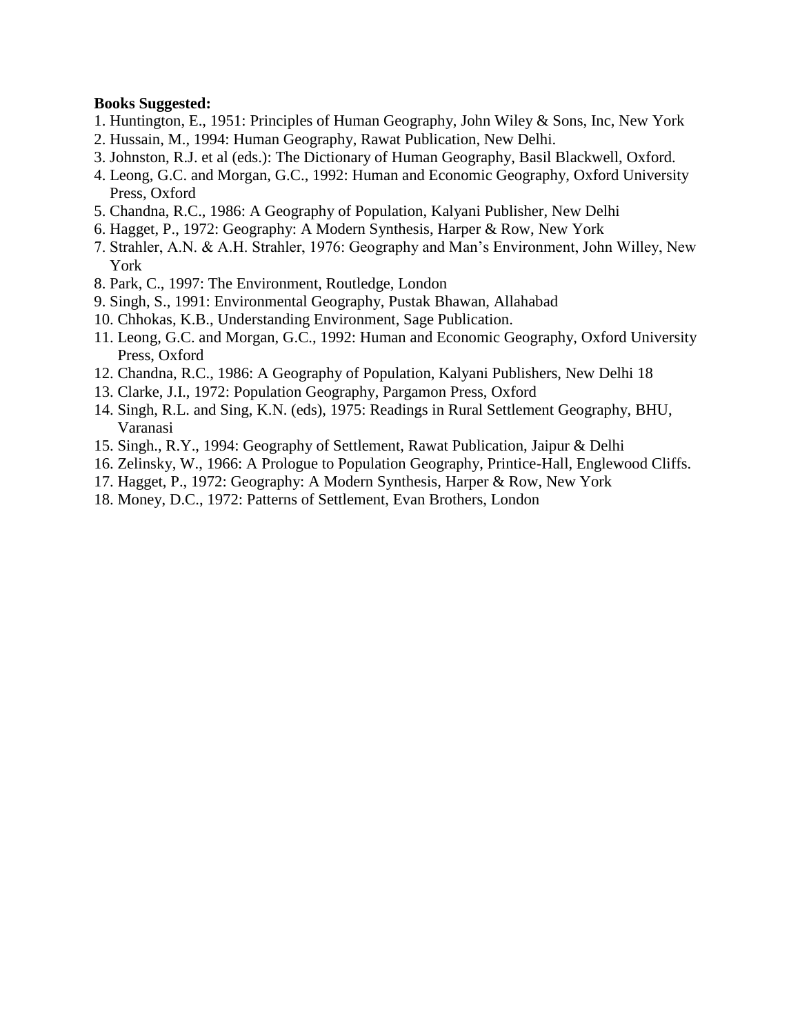**Books Suggested:**

1. Huntington, E., 1951: Principles of Human Geography, John Wiley & Sons, Inc, New York
2. Hussain, M., 1994: Human Geography, Rawat Publication, New Delhi.
3. Johnston, R.J. et al (eds.): The Dictionary of Human Geography, Basil Blackwell, Oxford.
4. Leong, G.C. and Morgan, G.C., 1992: Human and Economic Geography, Oxford University Press, Oxford
5. Chandna, R.C., 1986: A Geography of Population, Kalyani Publisher, New Delhi
6. Hagget, P., 1972: Geography: A Modern Synthesis, Harper & Row, New York
7. Strahler, A.N. & A.H. Strahler, 1976: Geography and Man's Environment, John Willey, New York
8. Park, C., 1997: The Environment, Routledge, London
9. Singh, S., 1991: Environmental Geography, Pustak Bhawan, Allahabad
10. Chhokas, K.B., Understanding Environment, Sage Publication.
11. Leong, G.C. and Morgan, G.C., 1992: Human and Economic Geography, Oxford University Press, Oxford
12. Chandna, R.C., 1986: A Geography of Population, Kalyani Publishers, New Delhi 18
13. Clarke, J.I., 1972: Population Geography, Pargamon Press, Oxford
14. Singh, R.L. and Sing, K.N. (eds), 1975: Readings in Rural Settlement Geography, BHU, Varanasi
15. Singh., R.Y., 1994: Geography of Settlement, Rawat Publication, Jaipur & Delhi
16. Zelinsky, W., 1966: A Prologue to Population Geography, Printice-Hall, Englewood Cliffs.
17. Hagget, P., 1972: Geography: A Modern Synthesis, Harper & Row, New York
18. Money, D.C., 1972: Patterns of Settlement, Evan Brothers, London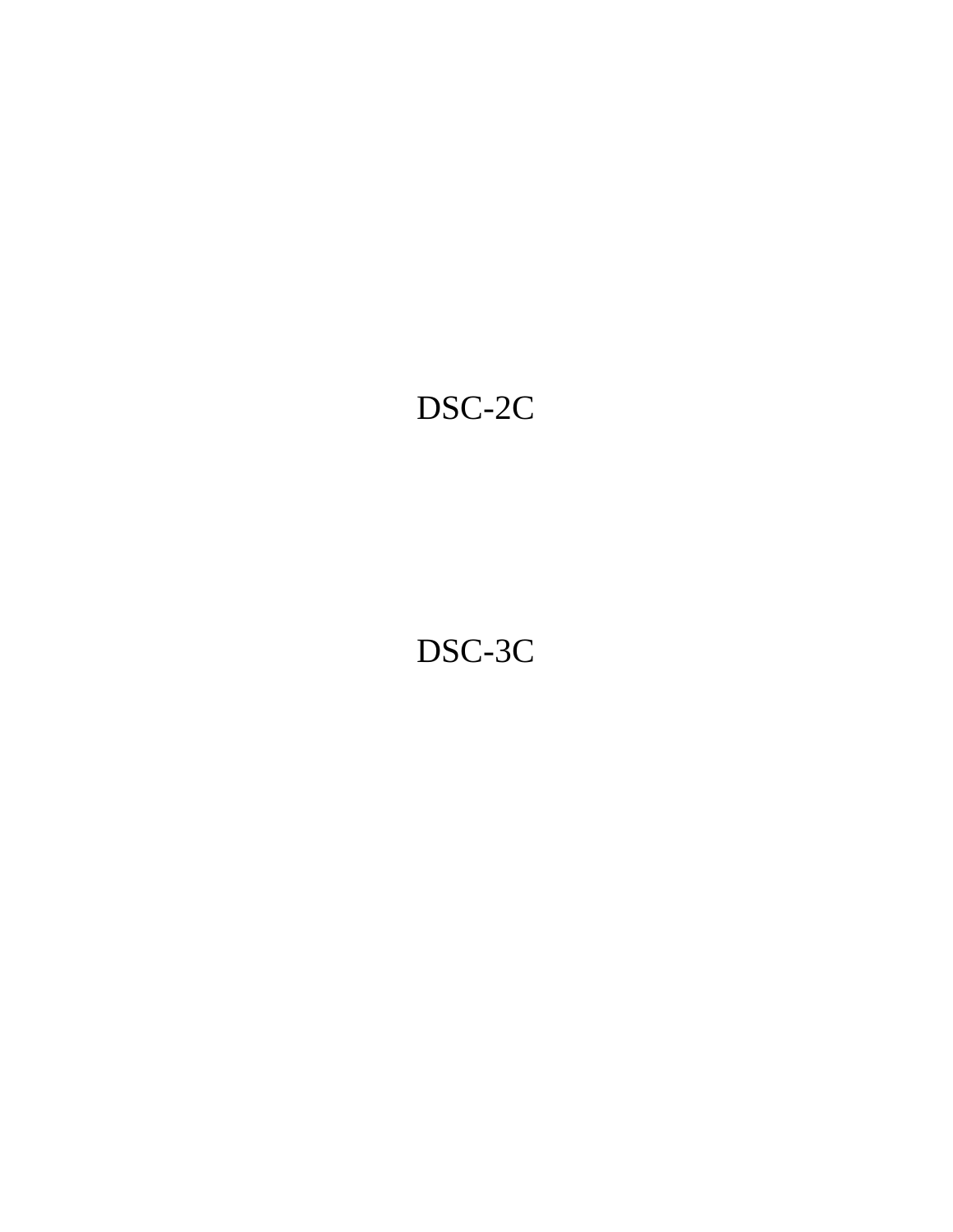DSC-2C

DSC-3C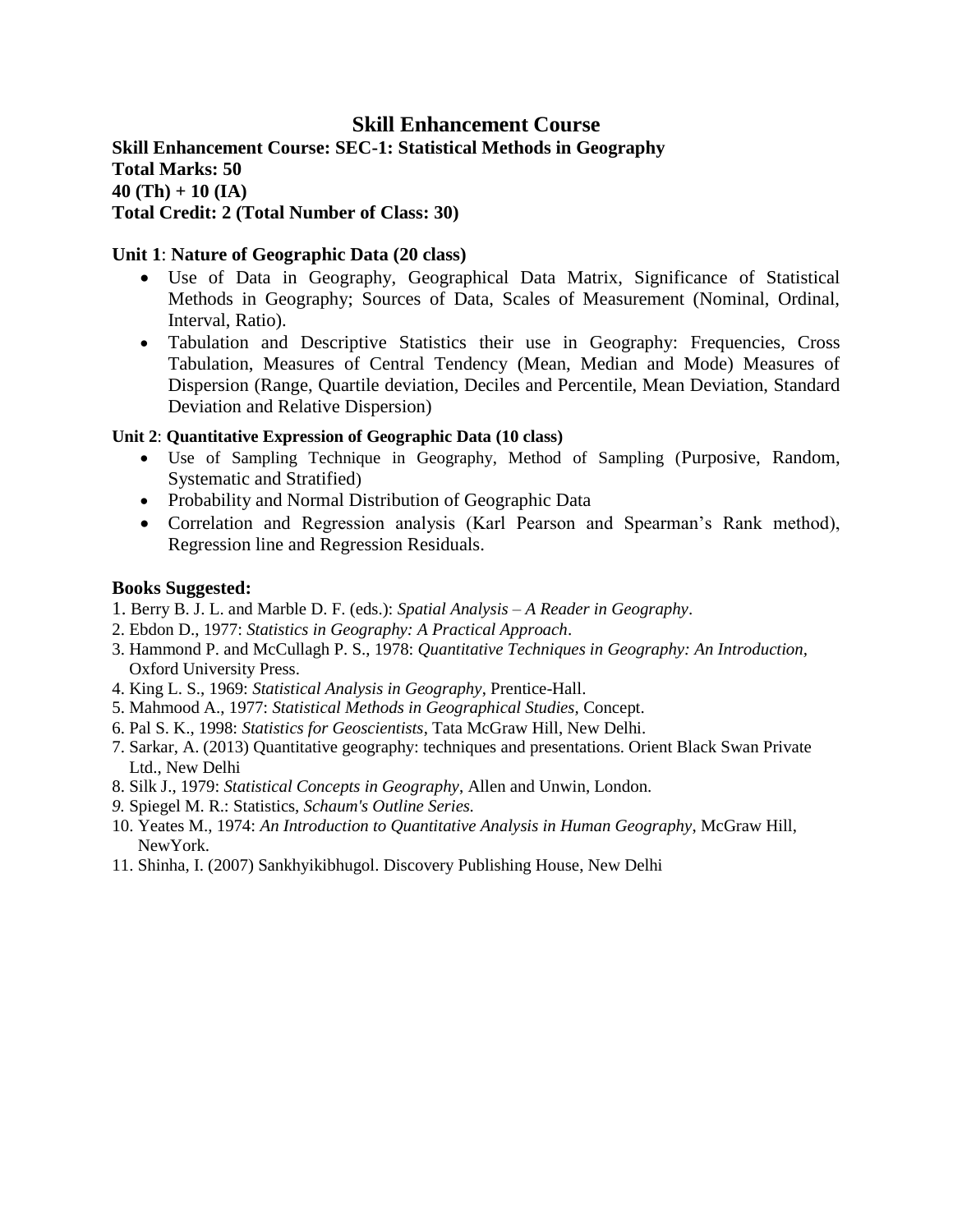# Skill Enhancement Course

**Skill Enhancement Course: SEC-1: Statistical Methods in Geography**
**Total Marks: 50**
**40 (Th) + 10 (IA)**
**Total Credit: 2 (Total Number of Class: 30)**

**Unit 1**: **Nature of Geographic Data (20 class)**

- Use of Data in Geography, Geographical Data Matrix, Significance of Statistical Methods in Geography; Sources of Data, Scales of Measurement (Nominal, Ordinal, Interval, Ratio).
- Tabulation and Descriptive Statistics their use in Geography: Frequencies, Cross Tabulation, Measures of Central Tendency (Mean, Median and Mode) Measures of Dispersion (Range, Quartile deviation, Deciles and Percentile, Mean Deviation, Standard Deviation and Relative Dispersion)

**Unit 2**: **Quantitative Expression of Geographic Data (10 class)**

- Use of Sampling Technique in Geography, Method of Sampling (Purposive, Random, Systematic and Stratified)
- Probability and Normal Distribution of Geographic Data
- Correlation and Regression analysis (Karl Pearson and Spearman's Rank method), Regression line and Regression Residuals.

**Books Suggested:**

1. Berry B. J. L. and Marble D. F. (eds.): *Spatial Analysis – A Reader in Geography*.
2. Ebdon D., 1977: *Statistics in Geography: A Practical Approach*.
3. Hammond P. and McCullagh P. S., 1978: *Quantitative Techniques in Geography: An Introduction*, Oxford University Press.
4. King L. S., 1969: *Statistical Analysis in Geography*, Prentice-Hall.
5. Mahmood A., 1977: *Statistical Methods in Geographical Studies*, Concept.
6. Pal S. K., 1998: *Statistics for Geoscientists*, Tata McGraw Hill, New Delhi.
7. Sarkar, A. (2013) Quantitative geography: techniques and presentations. Orient Black Swan Private Ltd., New Delhi
8. Silk J., 1979: *Statistical Concepts in Geography*, Allen and Unwin, London.
9. Spiegel M. R.: Statistics, *Schaum's Outline Series.*
10. Yeates M., 1974: *An Introduction to Quantitative Analysis in Human Geography*, McGraw Hill, NewYork.
11. Shinha, I. (2007) Sankhyikibhugol. Discovery Publishing House, New Delhi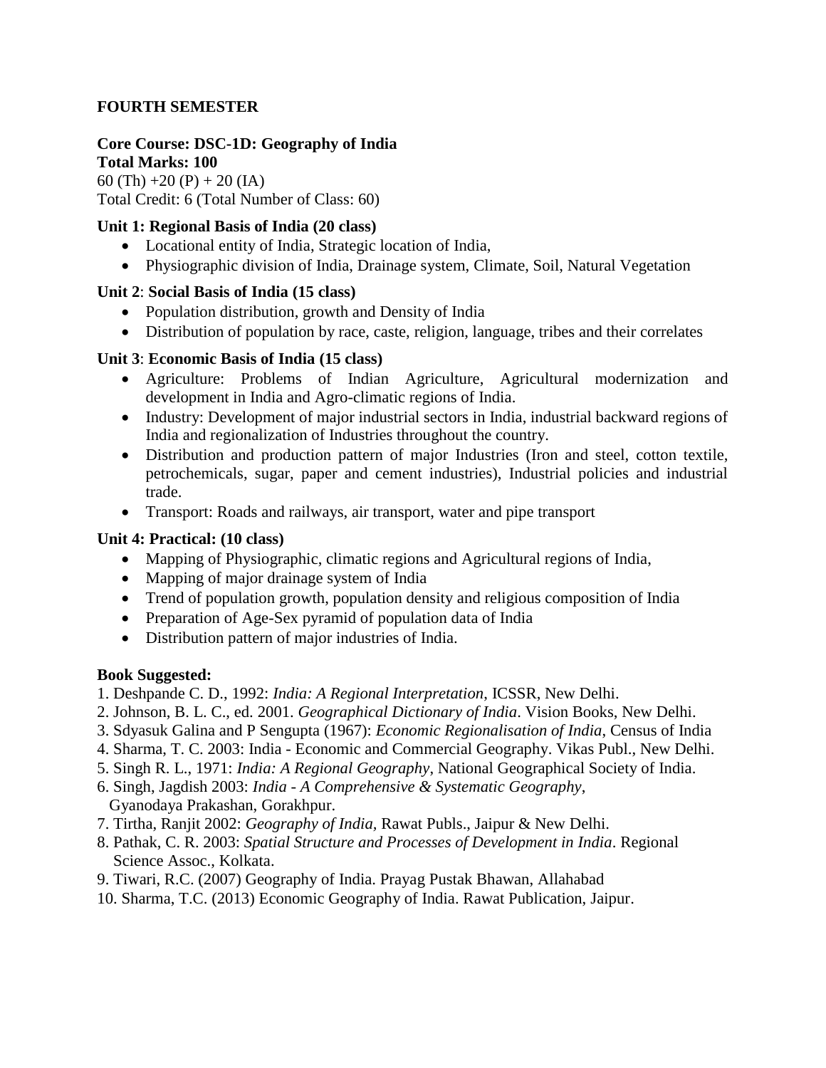**FOURTH SEMESTER**

**Core Course: DSC-1D: Geography of India**
**Total Marks: 100**
60 (Th) +20 (P) + 20 (IA)
Total Credit: 6 (Total Number of Class: 60)

**Unit 1: Regional Basis of India (20 class)**

- Locational entity of India, Strategic location of India,
- Physiographic division of India, Drainage system, Climate, Soil, Natural Vegetation

**Unit 2**: **Social Basis of India (15 class)**

- Population distribution, growth and Density of India
- Distribution of population by race, caste, religion, language, tribes and their correlates

**Unit 3**: **Economic Basis of India (15 class)**

- Agriculture: Problems of Indian Agriculture, Agricultural modernization and development in India and Agro-climatic regions of India.
- Industry: Development of major industrial sectors in India, industrial backward regions of India and regionalization of Industries throughout the country.
- Distribution and production pattern of major Industries (Iron and steel, cotton textile, petrochemicals, sugar, paper and cement industries), Industrial policies and industrial trade.
- Transport: Roads and railways, air transport, water and pipe transport

**Unit 4: Practical: (10 class)**

- Mapping of Physiographic, climatic regions and Agricultural regions of India,
- Mapping of major drainage system of India
- Trend of population growth, population density and religious composition of India
- Preparation of Age-Sex pyramid of population data of India
- Distribution pattern of major industries of India.

**Book Suggested:**

1. Deshpande C. D., 1992: *India: A Regional Interpretation*, ICSSR, New Delhi.
2. Johnson, B. L. C., ed. 2001. *Geographical Dictionary of India*. Vision Books, New Delhi.
3. Sdyasuk Galina and P Sengupta (1967): *Economic Regionalisation of India*, Census of India
4. Sharma, T. C. 2003: India - Economic and Commercial Geography. Vikas Publ., New Delhi.
5. Singh R. L., 1971: *India: A Regional Geography*, National Geographical Society of India.
6. Singh, Jagdish 2003: *India - A Comprehensive & Systematic Geography*, Gyanodaya Prakashan, Gorakhpur.
7. Tirtha, Ranjit 2002: *Geography of India*, Rawat Publs., Jaipur & New Delhi.
8. Pathak, C. R. 2003: *Spatial Structure and Processes of Development in India*. Regional Science Assoc., Kolkata.
9. Tiwari, R.C. (2007) Geography of India. Prayag Pustak Bhawan, Allahabad
10. Sharma, T.C. (2013) Economic Geography of India. Rawat Publication, Jaipur.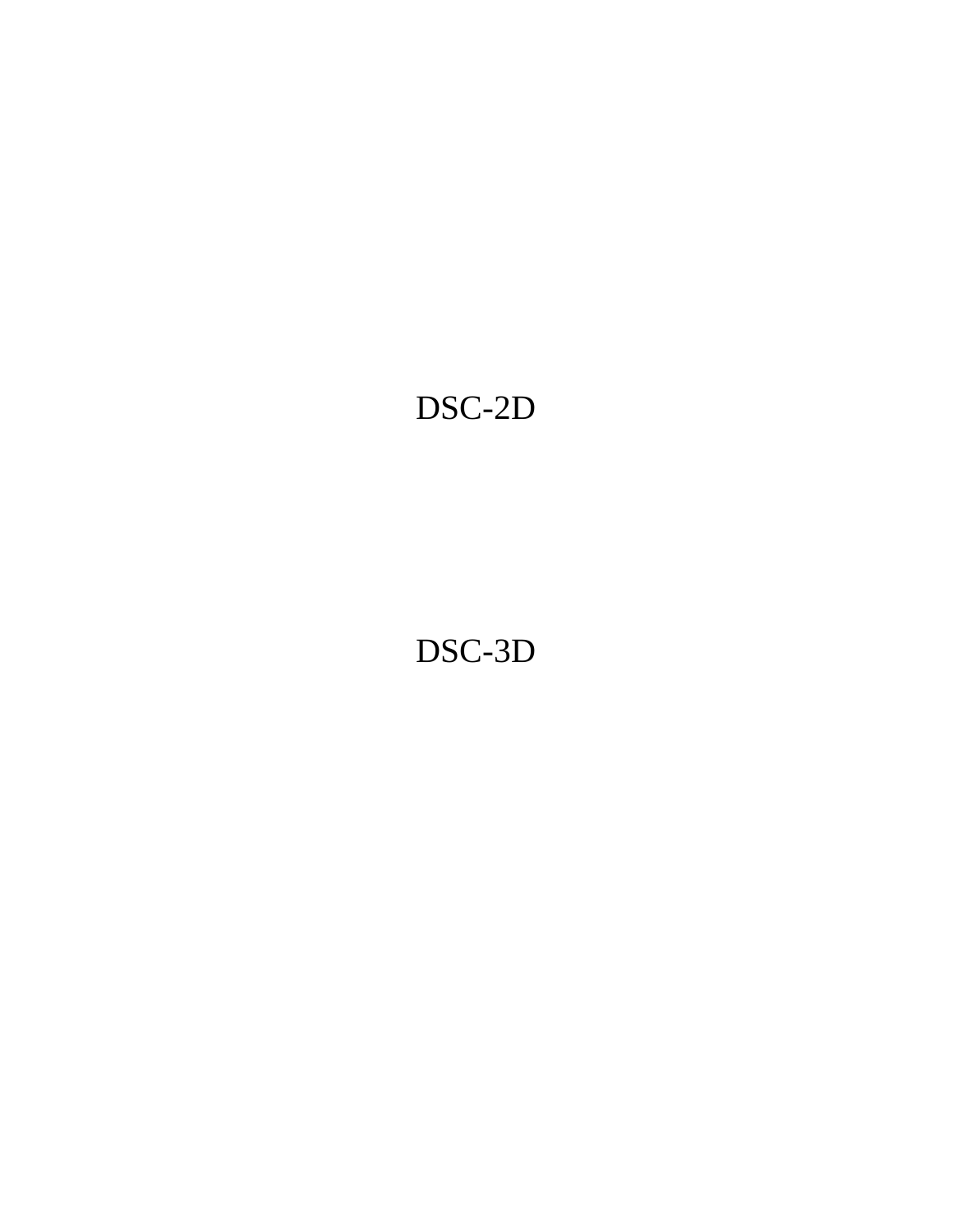DSC-2D

DSC-3D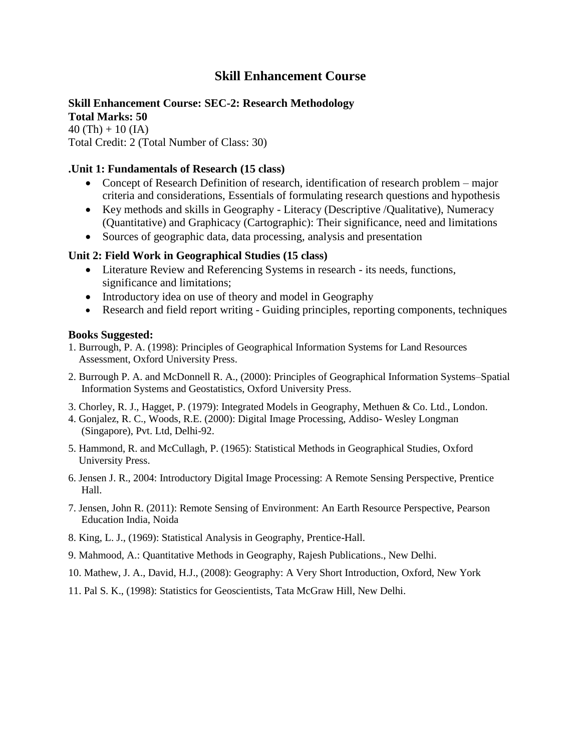# Skill Enhancement Course

**Skill Enhancement Course: SEC-2: Research Methodology**
**Total Marks: 50**
40 (Th) + 10 (IA)
Total Credit: 2 (Total Number of Class: 30)

### .Unit 1: Fundamentals of Research (15 class)

- Concept of Research Definition of research, identification of research problem – major criteria and considerations, Essentials of formulating research questions and hypothesis
- Key methods and skills in Geography - Literacy (Descriptive /Qualitative), Numeracy (Quantitative) and Graphicacy (Cartographic): Their significance, need and limitations
- Sources of geographic data, data processing, analysis and presentation

### Unit 2: Field Work in Geographical Studies (15 class)

- Literature Review and Referencing Systems in research - its needs, functions, significance and limitations;
- Introductory idea on use of theory and model in Geography
- Research and field report writing - Guiding principles, reporting components, techniques

### Books Suggested:

1. Burrough, P. A. (1998): Principles of Geographical Information Systems for Land Resources Assessment, Oxford University Press.
2. Burrough P. A. and McDonnell R. A., (2000): Principles of Geographical Information Systems–Spatial Information Systems and Geostatistics, Oxford University Press.
3. Chorley, R. J., Hagget, P. (1979): Integrated Models in Geography, Methuen & Co. Ltd., London.
4. Gonjalez, R. C., Woods, R.E. (2000): Digital Image Processing, Addiso- Wesley Longman (Singapore), Pvt. Ltd, Delhi-92.
5. Hammond, R. and McCullagh, P. (1965): Statistical Methods in Geographical Studies, Oxford University Press.
6. Jensen J. R., 2004: Introductory Digital Image Processing: A Remote Sensing Perspective, Prentice Hall.
7. Jensen, John R. (2011): Remote Sensing of Environment: An Earth Resource Perspective, Pearson Education India, Noida
8. King, L. J., (1969): Statistical Analysis in Geography, Prentice-Hall.
9. Mahmood, A.: Quantitative Methods in Geography, Rajesh Publications., New Delhi.
10. Mathew, J. A., David, H.J., (2008): Geography: A Very Short Introduction, Oxford, New York
11. Pal S. K., (1998): Statistics for Geoscientists, Tata McGraw Hill, New Delhi.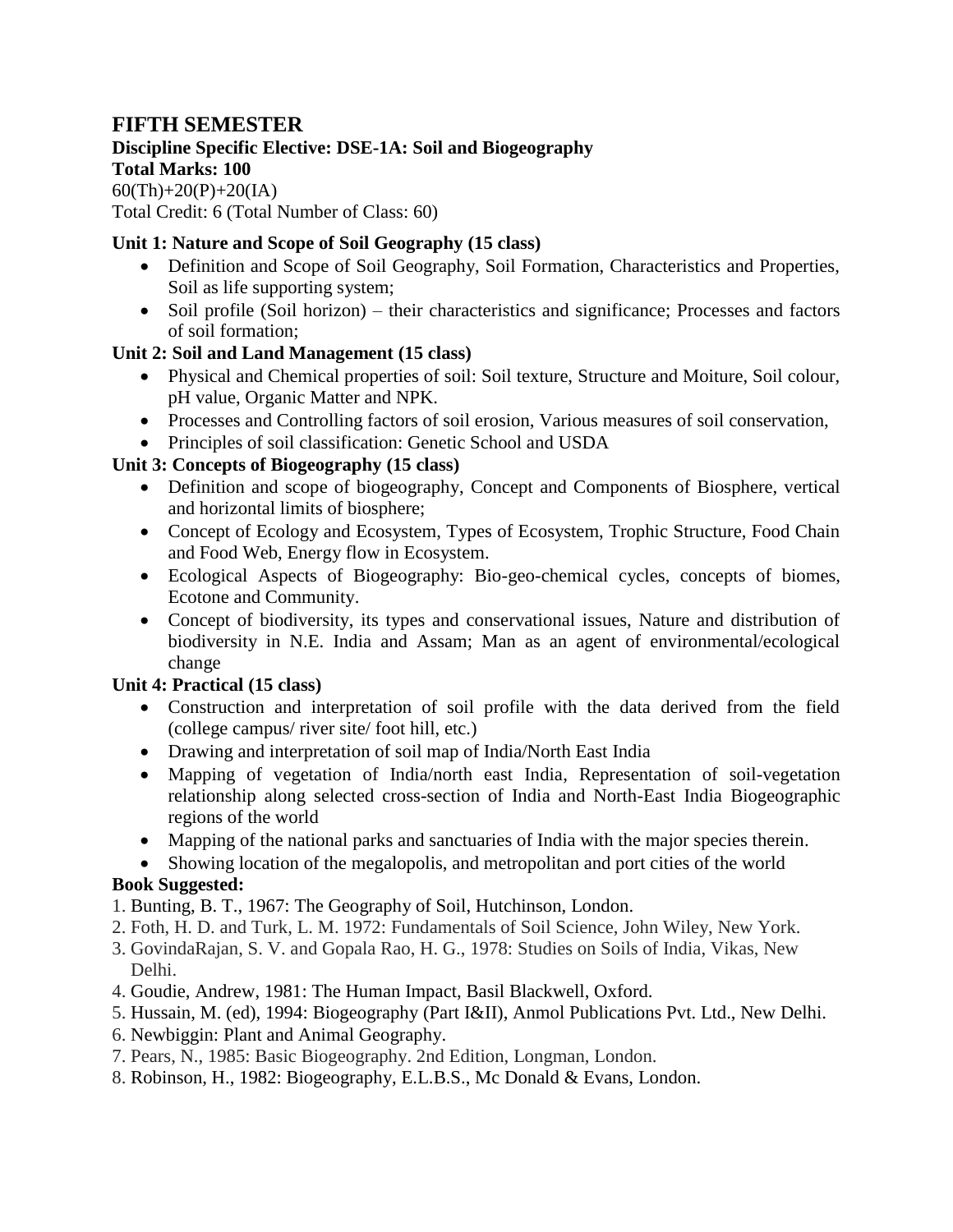# FIFTH SEMESTER

**Discipline Specific Elective: DSE-1A: Soil and Biogeography**

**Total Marks: 100**

60(Th)+20(P)+20(IA)

Total Credit: 6 (Total Number of Class: 60)

### Unit 1: Nature and Scope of Soil Geography (15 class)

- Definition and Scope of Soil Geography, Soil Formation, Characteristics and Properties, Soil as life supporting system;
- Soil profile (Soil horizon) – their characteristics and significance; Processes and factors of soil formation;

### Unit 2: Soil and Land Management (15 class)

- Physical and Chemical properties of soil: Soil texture, Structure and Moiture, Soil colour, pH value, Organic Matter and NPK.
- Processes and Controlling factors of soil erosion, Various measures of soil conservation,
- Principles of soil classification: Genetic School and USDA

### Unit 3: Concepts of Biogeography (15 class)

- Definition and scope of biogeography, Concept and Components of Biosphere, vertical and horizontal limits of biosphere;
- Concept of Ecology and Ecosystem, Types of Ecosystem, Trophic Structure, Food Chain and Food Web, Energy flow in Ecosystem.
- Ecological Aspects of Biogeography: Bio-geo-chemical cycles, concepts of biomes, Ecotone and Community.
- Concept of biodiversity, its types and conservational issues, Nature and distribution of biodiversity in N.E. India and Assam; Man as an agent of environmental/ecological change

### Unit 4: Practical (15 class)

- Construction and interpretation of soil profile with the data derived from the field (college campus/ river site/ foot hill, etc.)
- Drawing and interpretation of soil map of India/North East India
- Mapping of vegetation of India/north east India, Representation of soil-vegetation relationship along selected cross-section of India and North-East India Biogeographic regions of the world
- Mapping of the national parks and sanctuaries of India with the major species therein.
- Showing location of the megalopolis, and metropolitan and port cities of the world

### Book Suggested:

1. Bunting, B. T., 1967: The Geography of Soil, Hutchinson, London.
2. Foth, H. D. and Turk, L. M. 1972: Fundamentals of Soil Science, John Wiley, New York.
3. GovindaRajan, S. V. and Gopala Rao, H. G., 1978: Studies on Soils of India, Vikas, New Delhi.
4. Goudie, Andrew, 1981: The Human Impact, Basil Blackwell, Oxford.
5. Hussain, M. (ed), 1994: Biogeography (Part I&II), Anmol Publications Pvt. Ltd., New Delhi.
6. Newbiggin: Plant and Animal Geography.
7. Pears, N., 1985: Basic Biogeography. 2nd Edition, Longman, London.
8. Robinson, H., 1982: Biogeography, E.L.B.S., Mc Donald & Evans, London.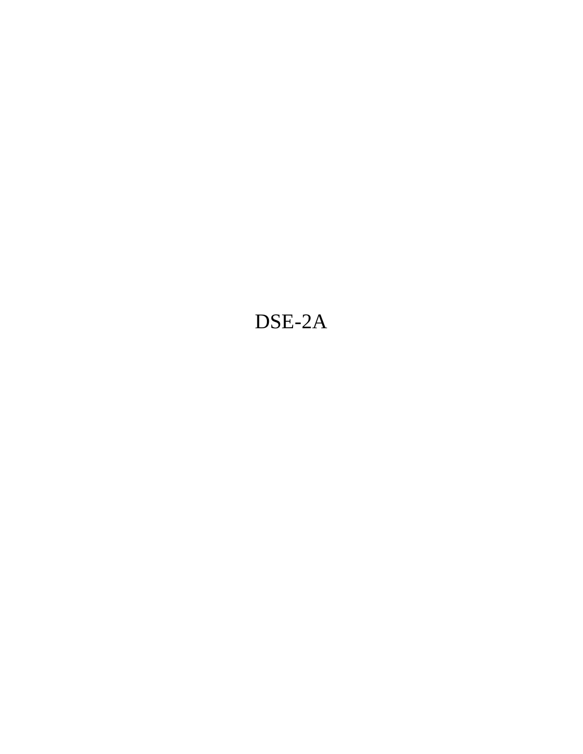DSE-2A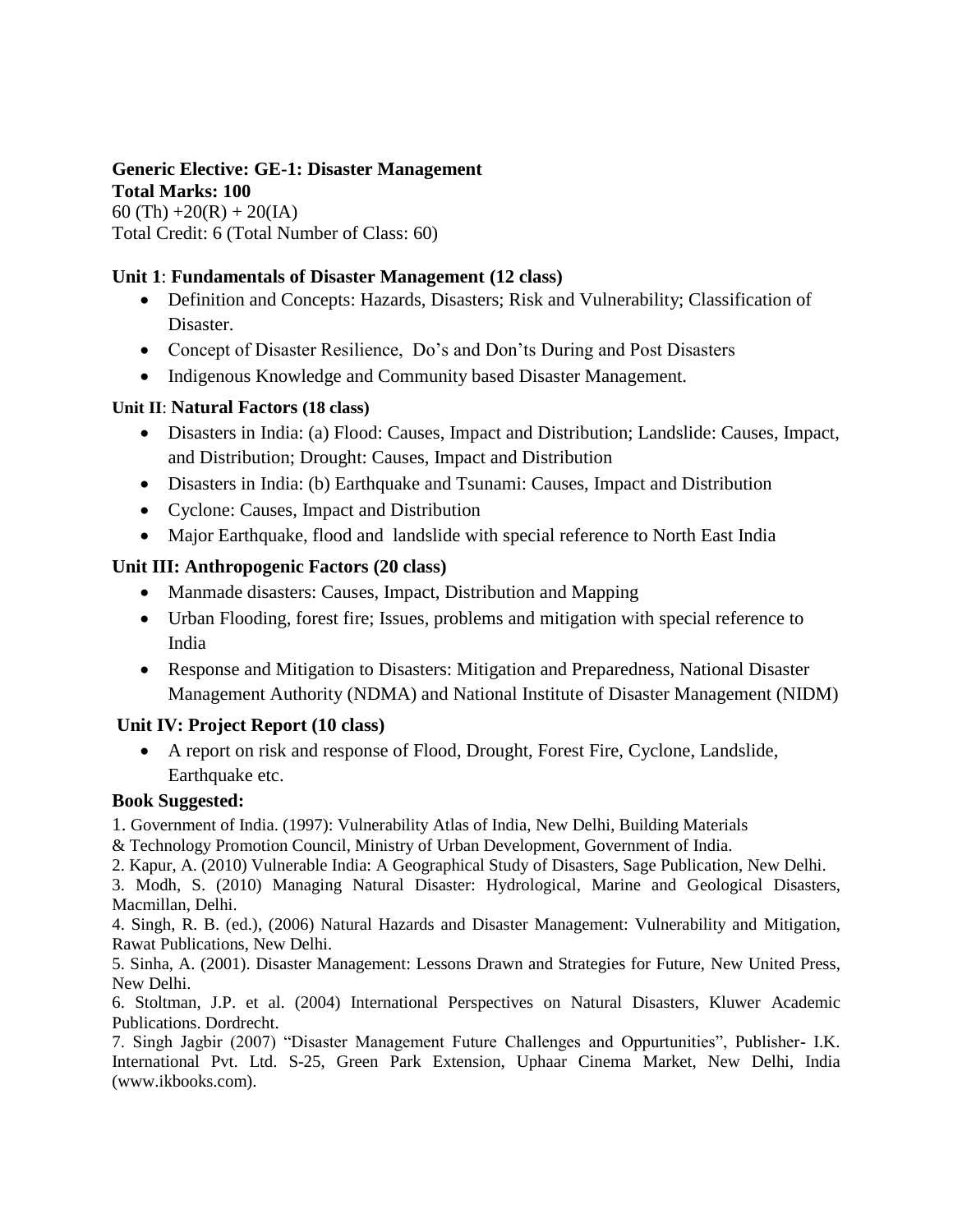**Generic Elective: GE-1: Disaster Management**

**Total Marks: 100**

60 (Th) +20(R) + 20(IA)

Total Credit: 6 (Total Number of Class: 60)

**Unit 1**: **Fundamentals of Disaster Management (12 class)**

- Definition and Concepts: Hazards, Disasters; Risk and Vulnerability; Classification of Disaster.
- Concept of Disaster Resilience, Do's and Don'ts During and Post Disasters
- Indigenous Knowledge and Community based Disaster Management.

**Unit II**: **Natural Factors (18 class)**

- Disasters in India: (a) Flood: Causes, Impact and Distribution; Landslide: Causes, Impact, and Distribution; Drought: Causes, Impact and Distribution
- Disasters in India: (b) Earthquake and Tsunami: Causes, Impact and Distribution
- Cyclone: Causes, Impact and Distribution
- Major Earthquake, flood and landslide with special reference to North East India

**Unit III: Anthropogenic Factors (20 class)**

- Manmade disasters: Causes, Impact, Distribution and Mapping
- Urban Flooding, forest fire; Issues, problems and mitigation with special reference to India
- Response and Mitigation to Disasters: Mitigation and Preparedness, National Disaster Management Authority (NDMA) and National Institute of Disaster Management (NIDM)

**Unit IV: Project Report (10 class)**

- A report on risk and response of Flood, Drought, Forest Fire, Cyclone, Landslide, Earthquake etc.

**Book Suggested:**

1. Government of India. (1997): Vulnerability Atlas of India, New Delhi, Building Materials & Technology Promotion Council, Ministry of Urban Development, Government of India.
2. Kapur, A. (2010) Vulnerable India: A Geographical Study of Disasters, Sage Publication, New Delhi.
3. Modh, S. (2010) Managing Natural Disaster: Hydrological, Marine and Geological Disasters, Macmillan, Delhi.
4. Singh, R. B. (ed.), (2006) Natural Hazards and Disaster Management: Vulnerability and Mitigation, Rawat Publications, New Delhi.
5. Sinha, A. (2001). Disaster Management: Lessons Drawn and Strategies for Future, New United Press, New Delhi.
6. Stoltman, J.P. et al. (2004) International Perspectives on Natural Disasters, Kluwer Academic Publications. Dordrecht.
7. Singh Jagbir (2007) "Disaster Management Future Challenges and Oppurtunities", Publisher- I.K. International Pvt. Ltd. S-25, Green Park Extension, Uphaar Cinema Market, New Delhi, India (www.ikbooks.com).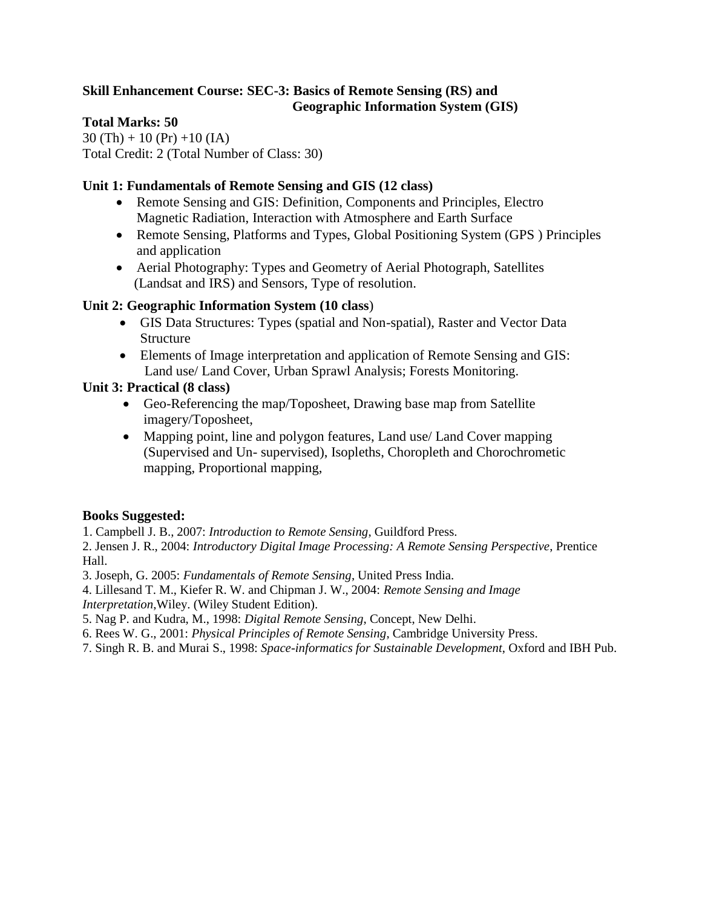**Skill Enhancement Course: SEC-3: Basics of Remote Sensing (RS) and Geographic Information System (GIS)**

**Total Marks: 50**

30 (Th) + 10 (Pr) +10 (IA)

Total Credit: 2 (Total Number of Class: 30)

**Unit 1: Fundamentals of Remote Sensing and GIS (12 class)**

- Remote Sensing and GIS: Definition, Components and Principles, Electro Magnetic Radiation, Interaction with Atmosphere and Earth Surface
- Remote Sensing, Platforms and Types, Global Positioning System (GPS ) Principles and application
- Aerial Photography: Types and Geometry of Aerial Photograph, Satellites (Landsat and IRS) and Sensors, Type of resolution.

**Unit 2: Geographic Information System (10 class**)

- GIS Data Structures: Types (spatial and Non-spatial), Raster and Vector Data Structure
- Elements of Image interpretation and application of Remote Sensing and GIS: Land use/ Land Cover, Urban Sprawl Analysis; Forests Monitoring.

**Unit 3: Practical (8 class)**

- Geo-Referencing the map/Toposheet, Drawing base map from Satellite imagery/Toposheet,
- Mapping point, line and polygon features, Land use/ Land Cover mapping (Supervised and Un- supervised), Isopleths, Choropleth and Chorochrometic mapping, Proportional mapping,

**Books Suggested:**

1. Campbell J. B., 2007: *Introduction to Remote Sensing*, Guildford Press.
2. Jensen J. R., 2004: *Introductory Digital Image Processing: A Remote Sensing Perspective*, Prentice Hall.
3. Joseph, G. 2005: *Fundamentals of Remote Sensing*, United Press India.
4. Lillesand T. M., Kiefer R. W. and Chipman J. W., 2004: *Remote Sensing and Image Interpretation*,Wiley. (Wiley Student Edition).
5. Nag P. and Kudra, M., 1998: *Digital Remote Sensing*, Concept, New Delhi.
6. Rees W. G., 2001: *Physical Principles of Remote Sensing*, Cambridge University Press.
7. Singh R. B. and Murai S., 1998: *Space-informatics for Sustainable Development*, Oxford and IBH Pub.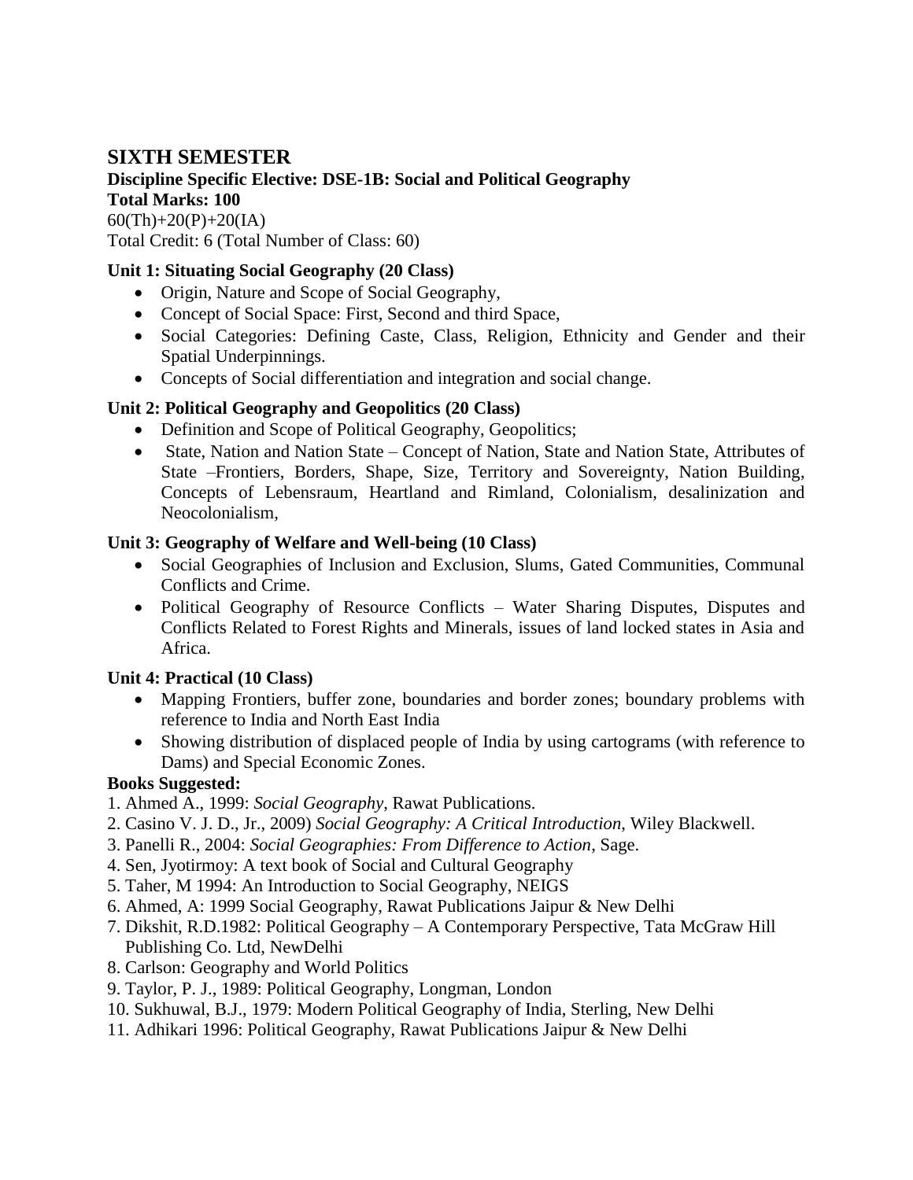## SIXTH SEMESTER

**Discipline Specific Elective: DSE-1B: Social and Political Geography**
**Total Marks: 100**
60(Th)+20(P)+20(IA)
Total Credit: 6 (Total Number of Class: 60)

### Unit 1: Situating Social Geography (20 Class)

- Origin, Nature and Scope of Social Geography,
- Concept of Social Space: First, Second and third Space,
- Social Categories: Defining Caste, Class, Religion, Ethnicity and Gender and their Spatial Underpinnings.
- Concepts of Social differentiation and integration and social change.

### Unit 2: Political Geography and Geopolitics (20 Class)

- Definition and Scope of Political Geography, Geopolitics;
- State, Nation and Nation State – Concept of Nation, State and Nation State, Attributes of State –Frontiers, Borders, Shape, Size, Territory and Sovereignty, Nation Building, Concepts of Lebensraum, Heartland and Rimland, Colonialism, desalinization and Neocolonialism,

### Unit 3: Geography of Welfare and Well-being (10 Class)

- Social Geographies of Inclusion and Exclusion, Slums, Gated Communities, Communal Conflicts and Crime.
- Political Geography of Resource Conflicts – Water Sharing Disputes, Disputes and Conflicts Related to Forest Rights and Minerals, issues of land locked states in Asia and Africa.

### Unit 4: Practical (10 Class)

- Mapping Frontiers, buffer zone, boundaries and border zones; boundary problems with reference to India and North East India
- Showing distribution of displaced people of India by using cartograms (with reference to Dams) and Special Economic Zones.

**Books Suggested:**

1. Ahmed A., 1999: *Social Geography*, Rawat Publications.
2. Casino V. J. D., Jr., 2009) *Social Geography: A Critical Introduction*, Wiley Blackwell.
3. Panelli R., 2004: *Social Geographies: From Difference to Action*, Sage.
4. Sen, Jyotirmoy: A text book of Social and Cultural Geography
5. Taher, M 1994: An Introduction to Social Geography, NEIGS
6. Ahmed, A: 1999 Social Geography, Rawat Publications Jaipur & New Delhi
7. Dikshit, R.D.1982: Political Geography – A Contemporary Perspective, Tata McGraw Hill Publishing Co. Ltd, NewDelhi
8. Carlson: Geography and World Politics
9. Taylor, P. J., 1989: Political Geography, Longman, London
10. Sukhuwal, B.J., 1979: Modern Political Geography of India, Sterling, New Delhi
11. Adhikari 1996: Political Geography, Rawat Publications Jaipur & New Delhi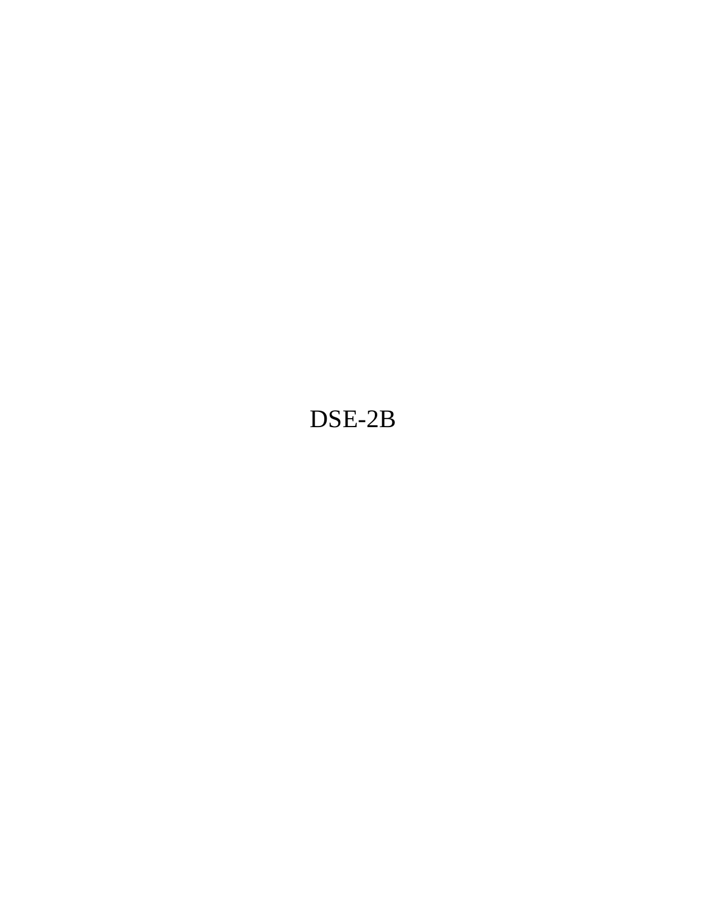DSE-2B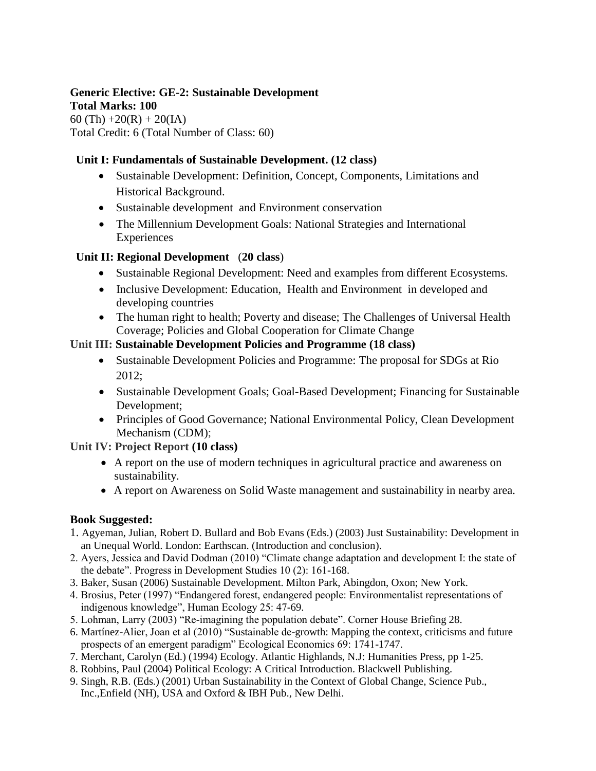**Generic Elective: GE-2: Sustainable Development**

**Total Marks: 100**

60 (Th) +20(R) + 20(IA)

Total Credit: 6 (Total Number of Class: 60)

**Unit I: Fundamentals of Sustainable Development. (12 class)**

- Sustainable Development: Definition, Concept, Components, Limitations and Historical Background.
- Sustainable development and Environment conservation
- The Millennium Development Goals: National Strategies and International Experiences

**Unit II: Regional Development** (**20 class**)

- Sustainable Regional Development: Need and examples from different Ecosystems.
- Inclusive Development: Education, Health and Environment in developed and developing countries
- The human right to health; Poverty and disease; The Challenges of Universal Health Coverage; Policies and Global Cooperation for Climate Change

**Unit III: Sustainable Development Policies and Programme (18 class)**

- Sustainable Development Policies and Programme: The proposal for SDGs at Rio 2012;
- Sustainable Development Goals; Goal-Based Development; Financing for Sustainable Development;
- Principles of Good Governance; National Environmental Policy, Clean Development Mechanism (CDM);

**Unit IV: Project Report (10 class)**

- A report on the use of modern techniques in agricultural practice and awareness on sustainability.
- A report on Awareness on Solid Waste management and sustainability in nearby area.

**Book Suggested:**

1. Agyeman, Julian, Robert D. Bullard and Bob Evans (Eds.) (2003) Just Sustainability: Development in an Unequal World. London: Earthscan. (Introduction and conclusion).
2. Ayers, Jessica and David Dodman (2010) "Climate change adaptation and development I: the state of the debate". Progress in Development Studies 10 (2): 161-168.
3. Baker, Susan (2006) Sustainable Development. Milton Park, Abingdon, Oxon; New York.
4. Brosius, Peter (1997) "Endangered forest, endangered people: Environmentalist representations of indigenous knowledge", Human Ecology 25: 47-69.
5. Lohman, Larry (2003) "Re-imagining the population debate". Corner House Briefing 28.
6. Martínez-Alier, Joan et al (2010) "Sustainable de-growth: Mapping the context, criticisms and future prospects of an emergent paradigm" Ecological Economics 69: 1741-1747.
7. Merchant, Carolyn (Ed.) (1994) Ecology. Atlantic Highlands, N.J: Humanities Press, pp 1-25.
8. Robbins, Paul (2004) Political Ecology: A Critical Introduction. Blackwell Publishing.
9. Singh, R.B. (Eds.) (2001) Urban Sustainability in the Context of Global Change, Science Pub., Inc.,Enfield (NH), USA and Oxford & IBH Pub., New Delhi.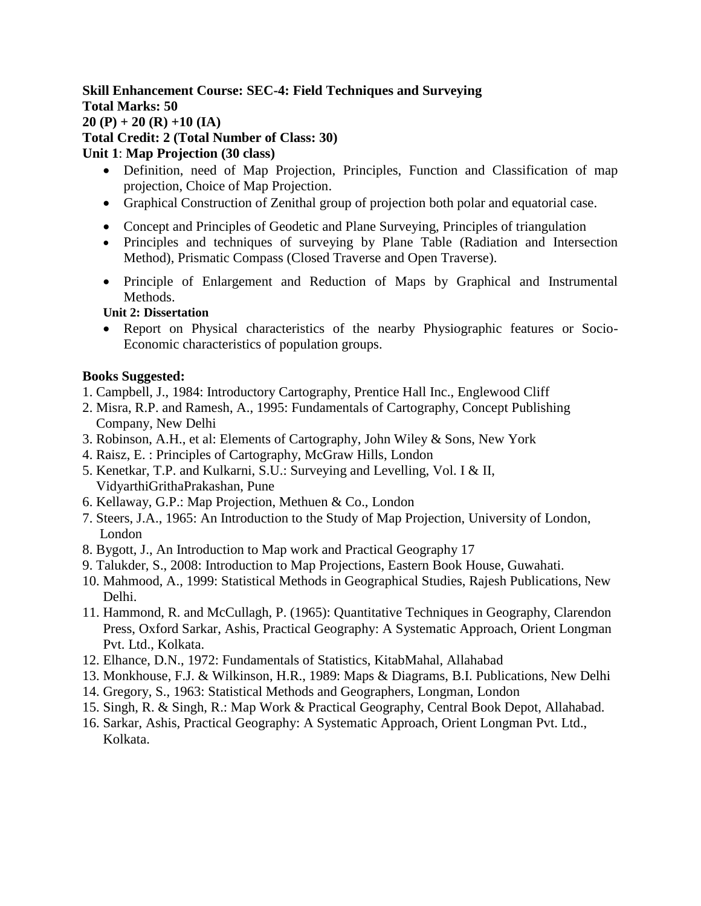**Skill Enhancement Course: SEC-4: Field Techniques and Surveying**
**Total Marks: 50**
**20 (P) + 20 (R) +10 (IA)**
**Total Credit: 2 (Total Number of Class: 30)**
**Unit 1**: **Map Projection (30 class)**

- Definition, need of Map Projection, Principles, Function and Classification of map projection, Choice of Map Projection.
- Graphical Construction of Zenithal group of projection both polar and equatorial case.
- Concept and Principles of Geodetic and Plane Surveying, Principles of triangulation
- Principles and techniques of surveying by Plane Table (Radiation and Intersection Method), Prismatic Compass (Closed Traverse and Open Traverse).
- Principle of Enlargement and Reduction of Maps by Graphical and Instrumental Methods.

**Unit 2: Dissertation**

- Report on Physical characteristics of the nearby Physiographic features or Socio-Economic characteristics of population groups.

**Books Suggested:**

1. Campbell, J., 1984: Introductory Cartography, Prentice Hall Inc., Englewood Cliff
2. Misra, R.P. and Ramesh, A., 1995: Fundamentals of Cartography, Concept Publishing Company, New Delhi
3. Robinson, A.H., et al: Elements of Cartography, John Wiley & Sons, New York
4. Raisz, E. : Principles of Cartography, McGraw Hills, London
5. Kenetkar, T.P. and Kulkarni, S.U.: Surveying and Levelling, Vol. I & II, VidyarthiGrithaPrakashan, Pune
6. Kellaway, G.P.: Map Projection, Methuen & Co., London
7. Steers, J.A., 1965: An Introduction to the Study of Map Projection, University of London, London
8. Bygott, J., An Introduction to Map work and Practical Geography 17
9. Talukder, S., 2008: Introduction to Map Projections, Eastern Book House, Guwahati.
10. Mahmood, A., 1999: Statistical Methods in Geographical Studies, Rajesh Publications, New Delhi.
11. Hammond, R. and McCullagh, P. (1965): Quantitative Techniques in Geography, Clarendon Press, Oxford Sarkar, Ashis, Practical Geography: A Systematic Approach, Orient Longman Pvt. Ltd., Kolkata.
12. Elhance, D.N., 1972: Fundamentals of Statistics, KitabMahal, Allahabad
13. Monkhouse, F.J. & Wilkinson, H.R., 1989: Maps & Diagrams, B.I. Publications, New Delhi
14. Gregory, S., 1963: Statistical Methods and Geographers, Longman, London
15. Singh, R. & Singh, R.: Map Work & Practical Geography, Central Book Depot, Allahabad.
16. Sarkar, Ashis, Practical Geography: A Systematic Approach, Orient Longman Pvt. Ltd., Kolkata.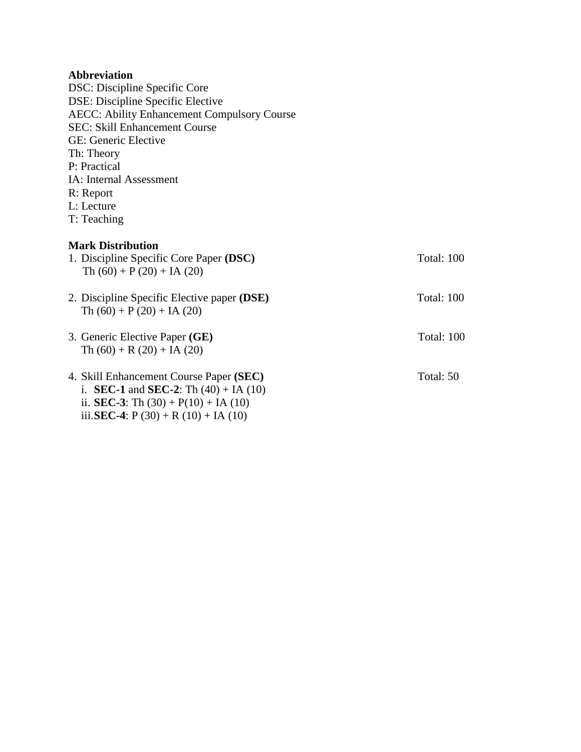**Abbreviation**

DSC: Discipline Specific Core
DSE: Discipline Specific Elective
AECC: Ability Enhancement Compulsory Course
SEC: Skill Enhancement Course
GE: Generic Elective
Th: Theory
P: Practical
IA: Internal Assessment
R: Report
L: Lecture
T: Teaching

**Mark Distribution**

1. Discipline Specific Core Paper **(DSC)** Total: 100
   Th (60) + P (20) + IA (20)

2. Discipline Specific Elective paper **(DSE)** Total: 100
   Th (60) + P (20) + IA (20)

3. Generic Elective Paper **(GE)** Total: 100
   Th (60) + R (20) + IA (20)

4. Skill Enhancement Course Paper **(SEC)** Total: 50
   i. **SEC-1** and **SEC-2**: Th (40) + IA (10)
   ii. **SEC-3**: Th (30) + P(10) + IA (10)
   iii. **SEC-4**: P (30) + R (10) + IA (10)